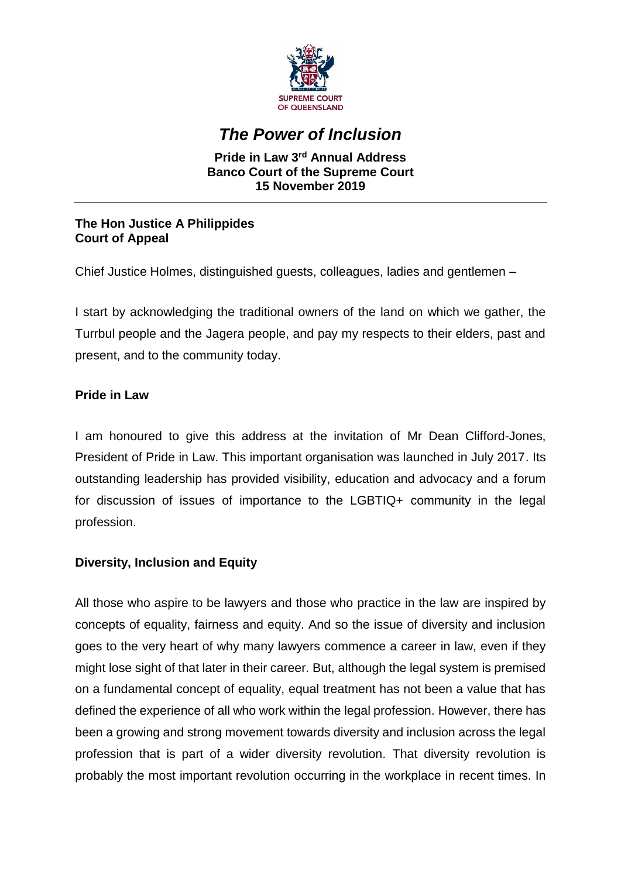# *The Power of Inclusion*

**Pride in Law 3rd Annual Address**
**Banco Court of the Supreme Court**
**15 November 2019**

---

**The Hon Justice A Philippides**
**Court of Appeal**

Chief Justice Holmes, distinguished guests, colleagues, ladies and gentlemen –

I start by acknowledging the traditional owners of the land on which we gather, the Turrbul people and the Jagera people, and pay my respects to their elders, past and present, and to the community today.

## Pride in Law

I am honoured to give this address at the invitation of Mr Dean Clifford-Jones, President of Pride in Law. This important organisation was launched in July 2017. Its outstanding leadership has provided visibility, education and advocacy and a forum for discussion of issues of importance to the LGBTIQ+ community in the legal profession.

## Diversity, Inclusion and Equity

All those who aspire to be lawyers and those who practice in the law are inspired by concepts of equality, fairness and equity. And so the issue of diversity and inclusion goes to the very heart of why many lawyers commence a career in law, even if they might lose sight of that later in their career. But, although the legal system is premised on a fundamental concept of equality, equal treatment has not been a value that has defined the experience of all who work within the legal profession. However, there has been a growing and strong movement towards diversity and inclusion across the legal profession that is part of a wider diversity revolution. That diversity revolution is probably the most important revolution occurring in the workplace in recent times. In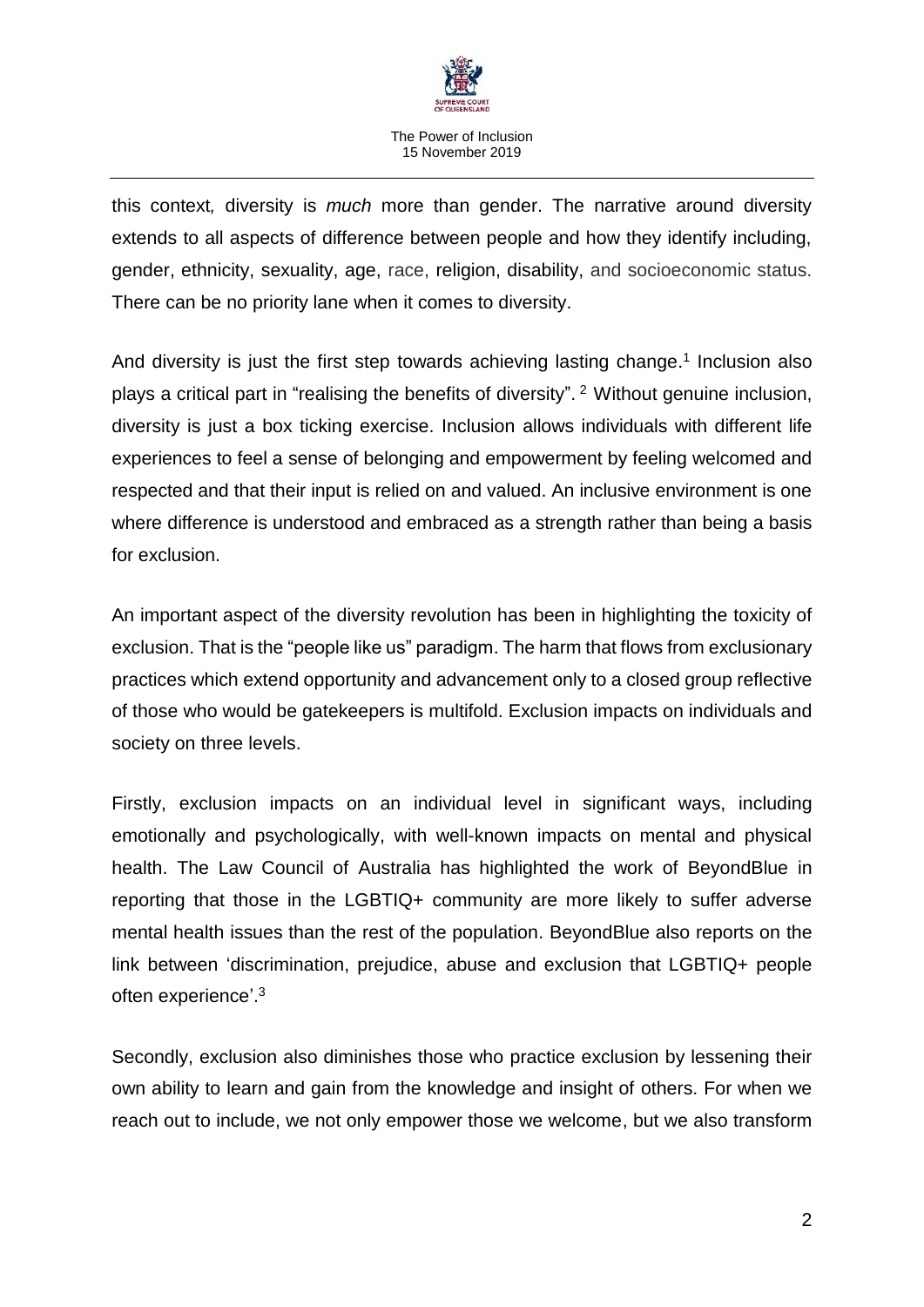this context*,* diversity is *much* more than gender. The narrative around diversity extends to all aspects of difference between people and how they identify including, gender, ethnicity, sexuality, age, race, religion, disability, and socioeconomic status. There can be no priority lane when it comes to diversity.

And diversity is just the first step towards achieving lasting change.[1] Inclusion also plays a critical part in "realising the benefits of diversity". [2] Without genuine inclusion, diversity is just a box ticking exercise. Inclusion allows individuals with different life experiences to feel a sense of belonging and empowerment by feeling welcomed and respected and that their input is relied on and valued. An inclusive environment is one where difference is understood and embraced as a strength rather than being a basis for exclusion.

An important aspect of the diversity revolution has been in highlighting the toxicity of exclusion. That is the "people like us" paradigm. The harm that flows from exclusionary practices which extend opportunity and advancement only to a closed group reflective of those who would be gatekeepers is multifold. Exclusion impacts on individuals and society on three levels.

Firstly, exclusion impacts on an individual level in significant ways, including emotionally and psychologically, with well-known impacts on mental and physical health. The Law Council of Australia has highlighted the work of BeyondBlue in reporting that those in the LGBTIQ+ community are more likely to suffer adverse mental health issues than the rest of the population. BeyondBlue also reports on the link between 'discrimination, prejudice, abuse and exclusion that LGBTIQ+ people often experience'.[3]

Secondly, exclusion also diminishes those who practice exclusion by lessening their own ability to learn and gain from the knowledge and insight of others. For when we reach out to include, we not only empower those we welcome, but we also transform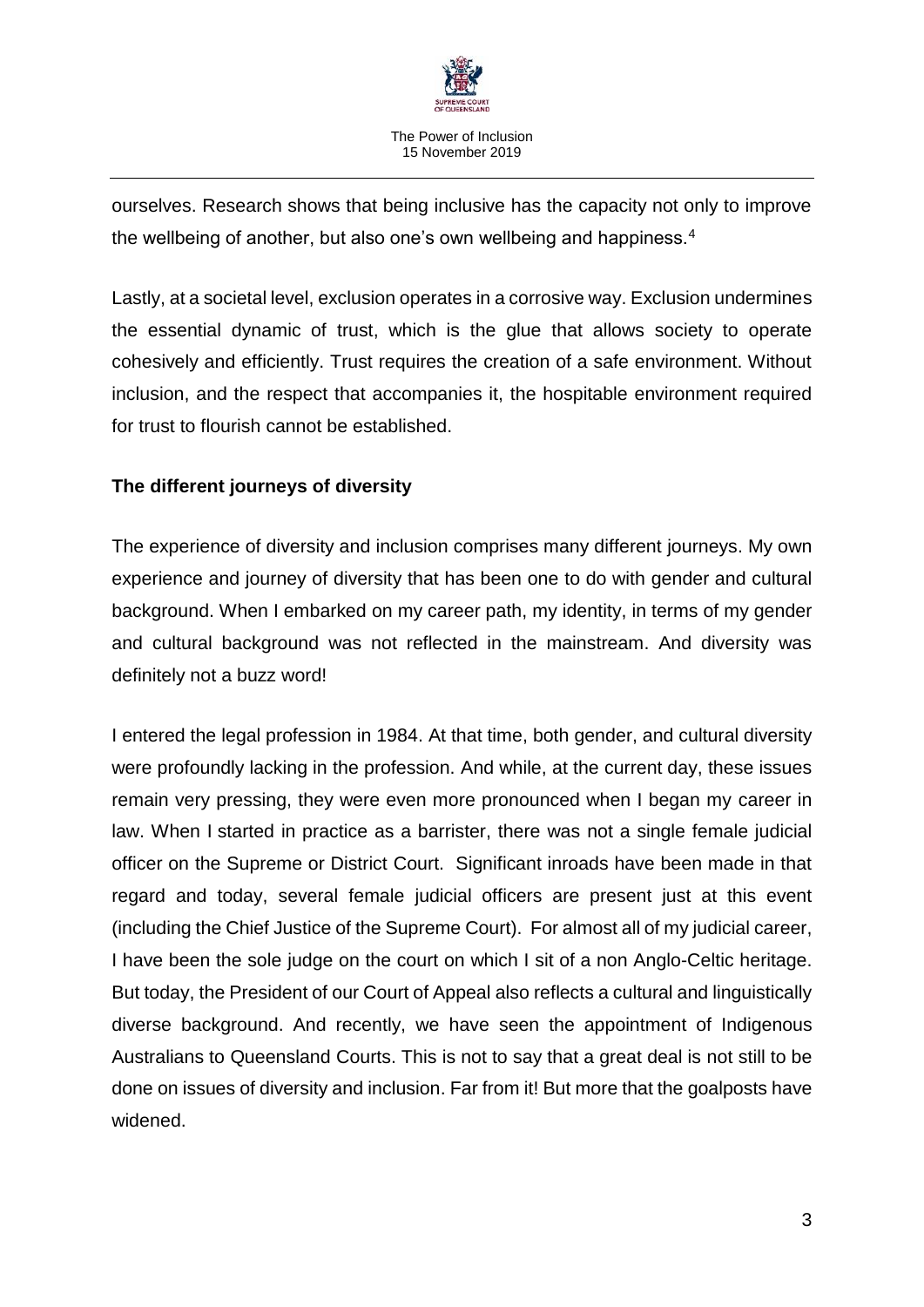ourselves. Research shows that being inclusive has the capacity not only to improve the wellbeing of another, but also one's own wellbeing and happiness.[4]

Lastly, at a societal level, exclusion operates in a corrosive way. Exclusion undermines the essential dynamic of trust, which is the glue that allows society to operate cohesively and efficiently. Trust requires the creation of a safe environment. Without inclusion, and the respect that accompanies it, the hospitable environment required for trust to flourish cannot be established.

**The different journeys of diversity**

The experience of diversity and inclusion comprises many different journeys. My own experience and journey of diversity that has been one to do with gender and cultural background. When I embarked on my career path, my identity, in terms of my gender and cultural background was not reflected in the mainstream. And diversity was definitely not a buzz word!

I entered the legal profession in 1984. At that time, both gender, and cultural diversity were profoundly lacking in the profession. And while, at the current day, these issues remain very pressing, they were even more pronounced when I began my career in law. When I started in practice as a barrister, there was not a single female judicial officer on the Supreme or District Court. Significant inroads have been made in that regard and today, several female judicial officers are present just at this event (including the Chief Justice of the Supreme Court). For almost all of my judicial career, I have been the sole judge on the court on which I sit of a non Anglo-Celtic heritage. But today, the President of our Court of Appeal also reflects a cultural and linguistically diverse background. And recently, we have seen the appointment of Indigenous Australians to Queensland Courts. This is not to say that a great deal is not still to be done on issues of diversity and inclusion. Far from it! But more that the goalposts have widened.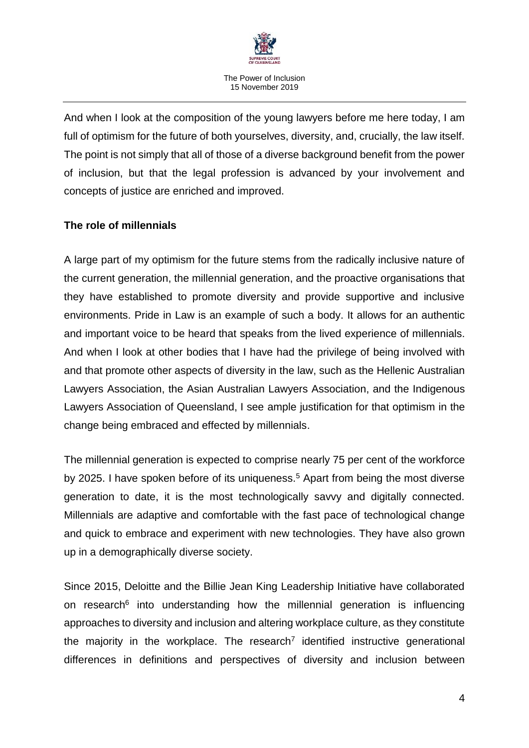And when I look at the composition of the young lawyers before me here today, I am full of optimism for the future of both yourselves, diversity, and, crucially, the law itself. The point is not simply that all of those of a diverse background benefit from the power of inclusion, but that the legal profession is advanced by your involvement and concepts of justice are enriched and improved.

**The role of millennials**

A large part of my optimism for the future stems from the radically inclusive nature of the current generation, the millennial generation, and the proactive organisations that they have established to promote diversity and provide supportive and inclusive environments. Pride in Law is an example of such a body. It allows for an authentic and important voice to be heard that speaks from the lived experience of millennials. And when I look at other bodies that I have had the privilege of being involved with and that promote other aspects of diversity in the law, such as the Hellenic Australian Lawyers Association, the Asian Australian Lawyers Association, and the Indigenous Lawyers Association of Queensland, I see ample justification for that optimism in the change being embraced and effected by millennials.

The millennial generation is expected to comprise nearly 75 per cent of the workforce by 2025. I have spoken before of its uniqueness.[5] Apart from being the most diverse generation to date, it is the most technologically savvy and digitally connected. Millennials are adaptive and comfortable with the fast pace of technological change and quick to embrace and experiment with new technologies. They have also grown up in a demographically diverse society.

Since 2015, Deloitte and the Billie Jean King Leadership Initiative have collaborated on research[6] into understanding how the millennial generation is influencing approaches to diversity and inclusion and altering workplace culture, as they constitute the majority in the workplace. The research[7] identified instructive generational differences in definitions and perspectives of diversity and inclusion between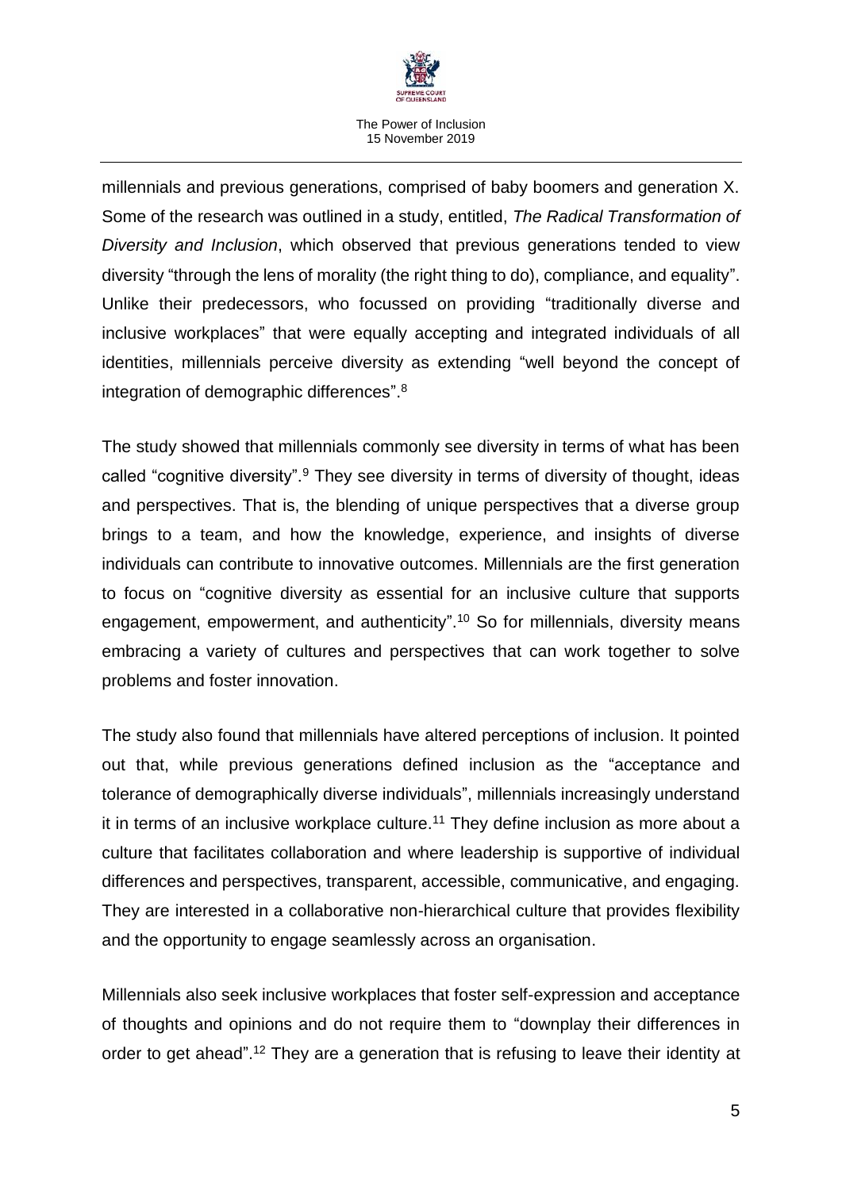millennials and previous generations, comprised of baby boomers and generation X. Some of the research was outlined in a study, entitled, *The Radical Transformation of Diversity and Inclusion*, which observed that previous generations tended to view diversity "through the lens of morality (the right thing to do), compliance, and equality". Unlike their predecessors, who focussed on providing "traditionally diverse and inclusive workplaces" that were equally accepting and integrated individuals of all identities, millennials perceive diversity as extending "well beyond the concept of integration of demographic differences".[8]

The study showed that millennials commonly see diversity in terms of what has been called "cognitive diversity".[9] They see diversity in terms of diversity of thought, ideas and perspectives. That is, the blending of unique perspectives that a diverse group brings to a team, and how the knowledge, experience, and insights of diverse individuals can contribute to innovative outcomes. Millennials are the first generation to focus on "cognitive diversity as essential for an inclusive culture that supports engagement, empowerment, and authenticity".[10] So for millennials, diversity means embracing a variety of cultures and perspectives that can work together to solve problems and foster innovation.

The study also found that millennials have altered perceptions of inclusion. It pointed out that, while previous generations defined inclusion as the "acceptance and tolerance of demographically diverse individuals", millennials increasingly understand it in terms of an inclusive workplace culture.[11] They define inclusion as more about a culture that facilitates collaboration and where leadership is supportive of individual differences and perspectives, transparent, accessible, communicative, and engaging. They are interested in a collaborative non-hierarchical culture that provides flexibility and the opportunity to engage seamlessly across an organisation.

Millennials also seek inclusive workplaces that foster self-expression and acceptance of thoughts and opinions and do not require them to "downplay their differences in order to get ahead".[12] They are a generation that is refusing to leave their identity at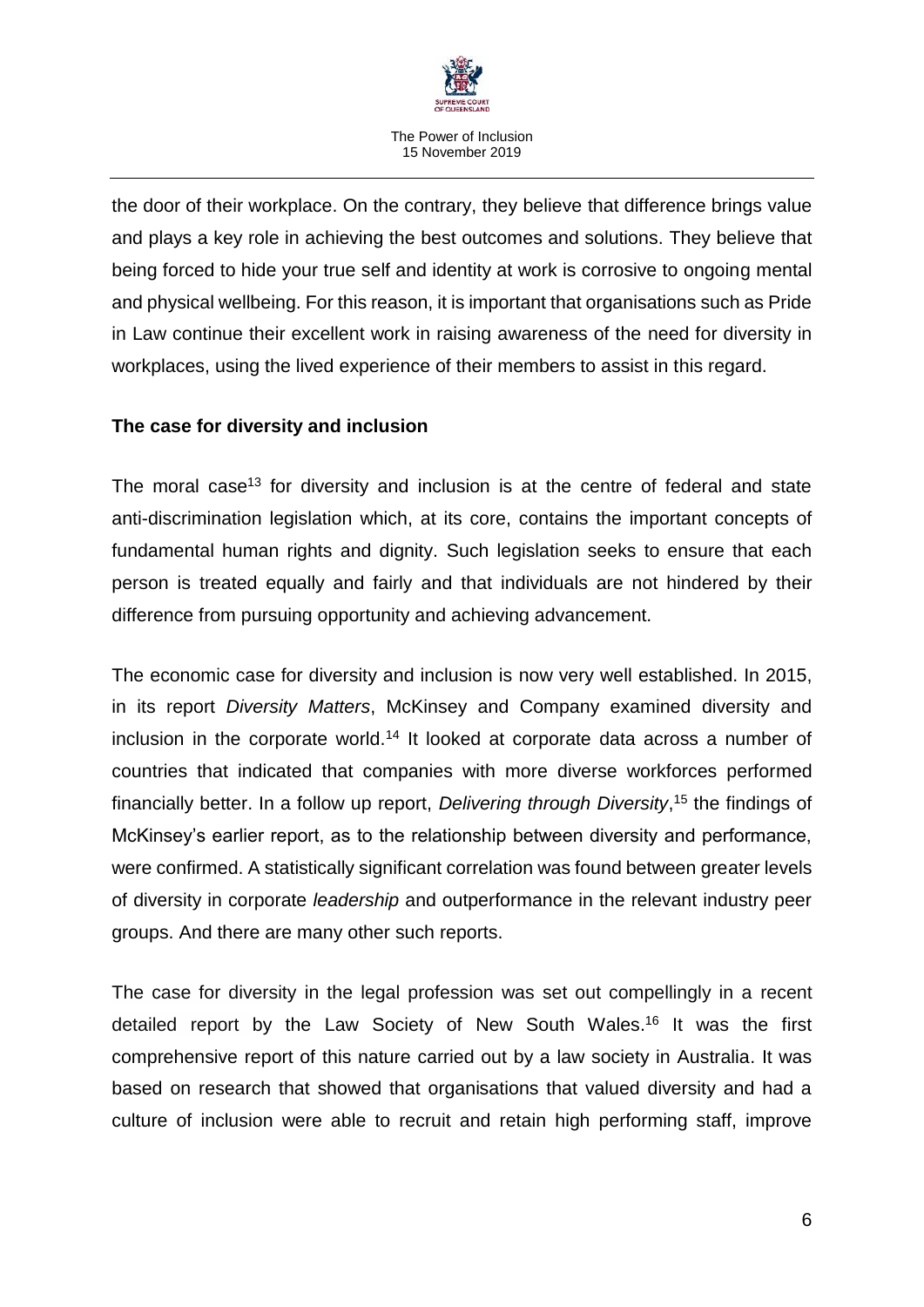the door of their workplace. On the contrary, they believe that difference brings value and plays a key role in achieving the best outcomes and solutions. They believe that being forced to hide your true self and identity at work is corrosive to ongoing mental and physical wellbeing. For this reason, it is important that organisations such as Pride in Law continue their excellent work in raising awareness of the need for diversity in workplaces, using the lived experience of their members to assist in this regard.

**The case for diversity and inclusion**

The moral case[13] for diversity and inclusion is at the centre of federal and state anti-discrimination legislation which, at its core, contains the important concepts of fundamental human rights and dignity. Such legislation seeks to ensure that each person is treated equally and fairly and that individuals are not hindered by their difference from pursuing opportunity and achieving advancement.

The economic case for diversity and inclusion is now very well established. In 2015, in its report *Diversity Matters*, McKinsey and Company examined diversity and inclusion in the corporate world.[14] It looked at corporate data across a number of countries that indicated that companies with more diverse workforces performed financially better. In a follow up report, *Delivering through Diversity*,[15] the findings of McKinsey's earlier report, as to the relationship between diversity and performance, were confirmed. A statistically significant correlation was found between greater levels of diversity in corporate *leadership* and outperformance in the relevant industry peer groups. And there are many other such reports.

The case for diversity in the legal profession was set out compellingly in a recent detailed report by the Law Society of New South Wales.[16] It was the first comprehensive report of this nature carried out by a law society in Australia. It was based on research that showed that organisations that valued diversity and had a culture of inclusion were able to recruit and retain high performing staff, improve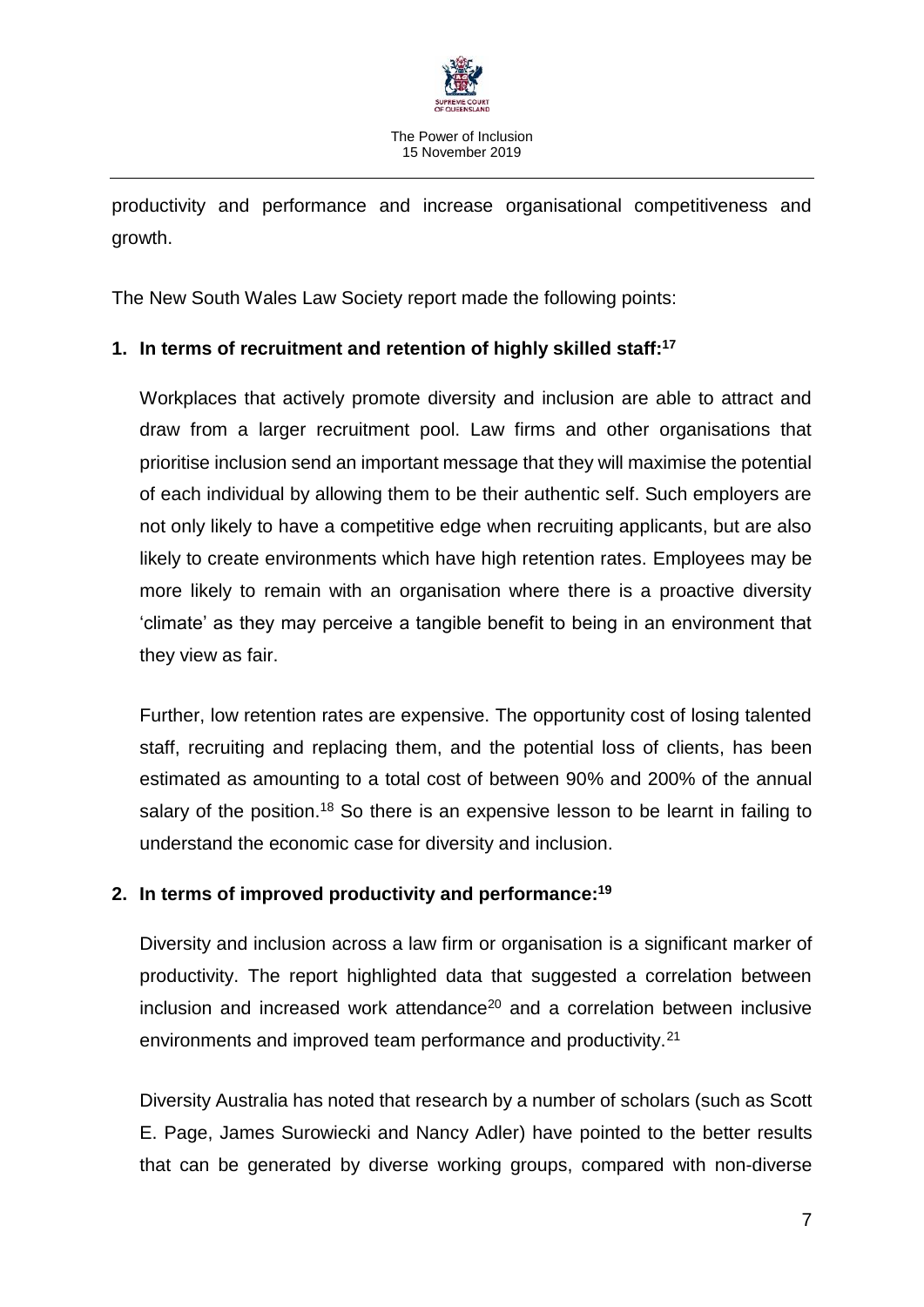productivity and performance and increase organisational competitiveness and growth.

The New South Wales Law Society report made the following points:

1. **In terms of recruitment and retention of highly skilled staff:[17]**

   Workplaces that actively promote diversity and inclusion are able to attract and draw from a larger recruitment pool. Law firms and other organisations that prioritise inclusion send an important message that they will maximise the potential of each individual by allowing them to be their authentic self. Such employers are not only likely to have a competitive edge when recruiting applicants, but are also likely to create environments which have high retention rates. Employees may be more likely to remain with an organisation where there is a proactive diversity 'climate' as they may perceive a tangible benefit to being in an environment that they view as fair.

   Further, low retention rates are expensive. The opportunity cost of losing talented staff, recruiting and replacing them, and the potential loss of clients, has been estimated as amounting to a total cost of between 90% and 200% of the annual salary of the position.[18] So there is an expensive lesson to be learnt in failing to understand the economic case for diversity and inclusion.

2. **In terms of improved productivity and performance:[19]**

   Diversity and inclusion across a law firm or organisation is a significant marker of productivity. The report highlighted data that suggested a correlation between inclusion and increased work attendance[20] and a correlation between inclusive environments and improved team performance and productivity.[21]

   Diversity Australia has noted that research by a number of scholars (such as Scott E. Page, James Surowiecki and Nancy Adler) have pointed to the better results that can be generated by diverse working groups, compared with non-diverse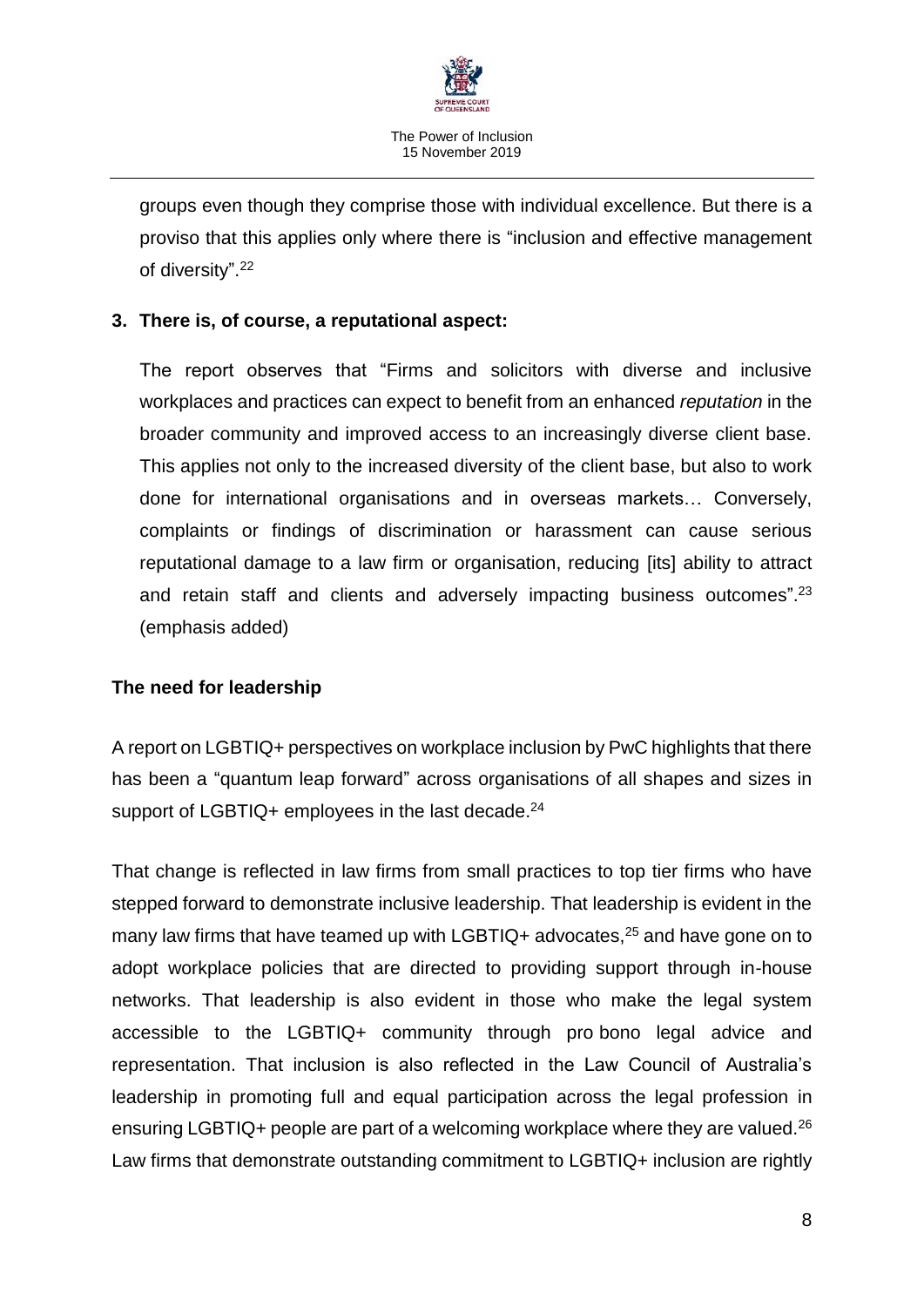groups even though they comprise those with individual excellence. But there is a proviso that this applies only where there is "inclusion and effective management of diversity".[22]

**3. There is, of course, a reputational aspect:**

The report observes that "Firms and solicitors with diverse and inclusive workplaces and practices can expect to benefit from an enhanced *reputation* in the broader community and improved access to an increasingly diverse client base. This applies not only to the increased diversity of the client base, but also to work done for international organisations and in overseas markets… Conversely, complaints or findings of discrimination or harassment can cause serious reputational damage to a law firm or organisation, reducing [its] ability to attract and retain staff and clients and adversely impacting business outcomes".[23] (emphasis added)

**The need for leadership**

A report on LGBTIQ+ perspectives on workplace inclusion by PwC highlights that there has been a "quantum leap forward" across organisations of all shapes and sizes in support of LGBTIQ+ employees in the last decade.[24]

That change is reflected in law firms from small practices to top tier firms who have stepped forward to demonstrate inclusive leadership. That leadership is evident in the many law firms that have teamed up with LGBTIQ+ advocates,[25] and have gone on to adopt workplace policies that are directed to providing support through in-house networks. That leadership is also evident in those who make the legal system accessible to the LGBTIQ+ community through pro bono legal advice and representation. That inclusion is also reflected in the Law Council of Australia's leadership in promoting full and equal participation across the legal profession in ensuring LGBTIQ+ people are part of a welcoming workplace where they are valued.[26] Law firms that demonstrate outstanding commitment to LGBTIQ+ inclusion are rightly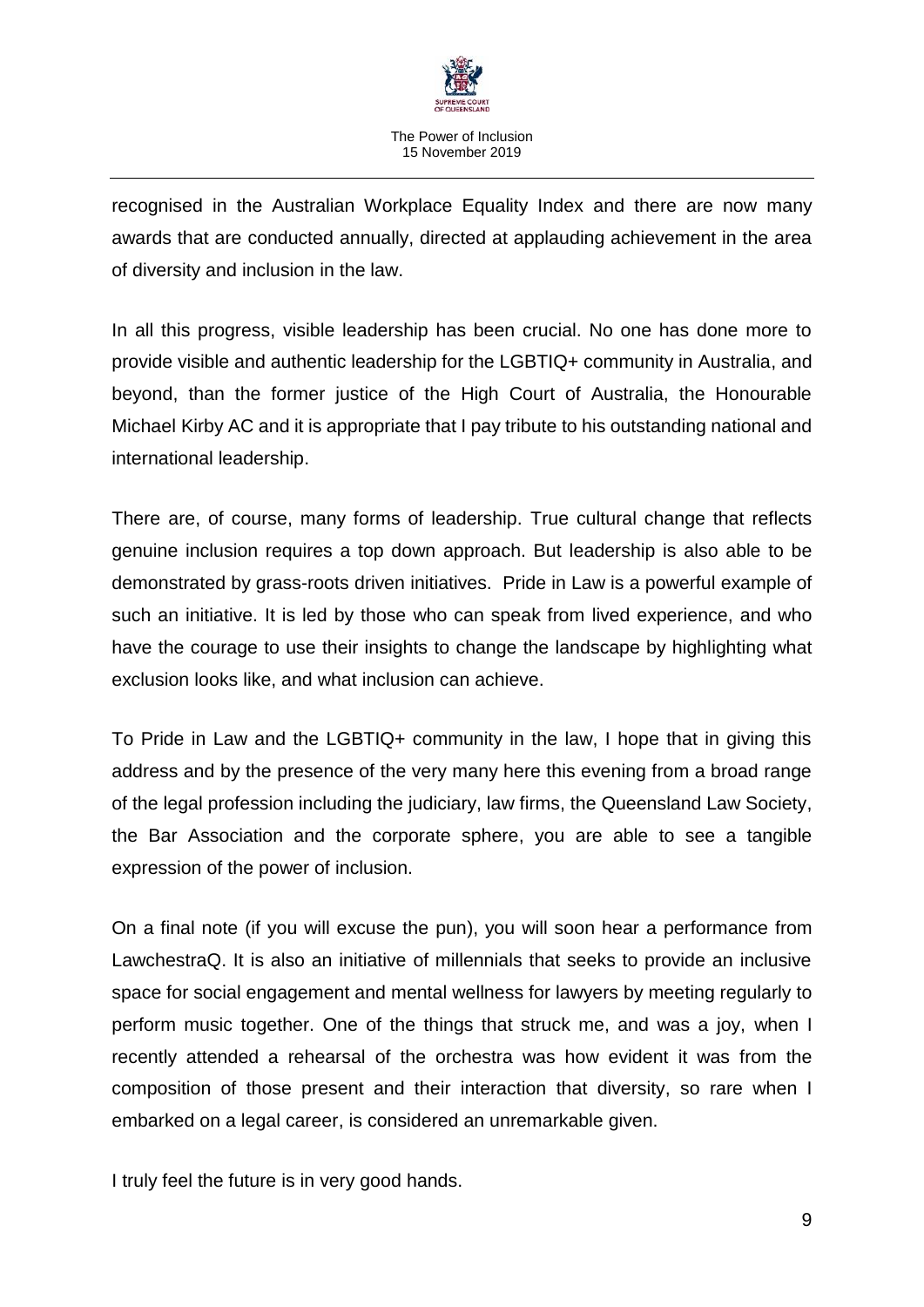recognised in the Australian Workplace Equality Index and there are now many awards that are conducted annually, directed at applauding achievement in the area of diversity and inclusion in the law.

In all this progress, visible leadership has been crucial. No one has done more to provide visible and authentic leadership for the LGBTIQ+ community in Australia, and beyond, than the former justice of the High Court of Australia, the Honourable Michael Kirby AC and it is appropriate that I pay tribute to his outstanding national and international leadership.

There are, of course, many forms of leadership. True cultural change that reflects genuine inclusion requires a top down approach. But leadership is also able to be demonstrated by grass-roots driven initiatives. Pride in Law is a powerful example of such an initiative. It is led by those who can speak from lived experience, and who have the courage to use their insights to change the landscape by highlighting what exclusion looks like, and what inclusion can achieve.

To Pride in Law and the LGBTIQ+ community in the law, I hope that in giving this address and by the presence of the very many here this evening from a broad range of the legal profession including the judiciary, law firms, the Queensland Law Society, the Bar Association and the corporate sphere, you are able to see a tangible expression of the power of inclusion.

On a final note (if you will excuse the pun), you will soon hear a performance from LawchestraQ. It is also an initiative of millennials that seeks to provide an inclusive space for social engagement and mental wellness for lawyers by meeting regularly to perform music together. One of the things that struck me, and was a joy, when I recently attended a rehearsal of the orchestra was how evident it was from the composition of those present and their interaction that diversity, so rare when I embarked on a legal career, is considered an unremarkable given.

I truly feel the future is in very good hands.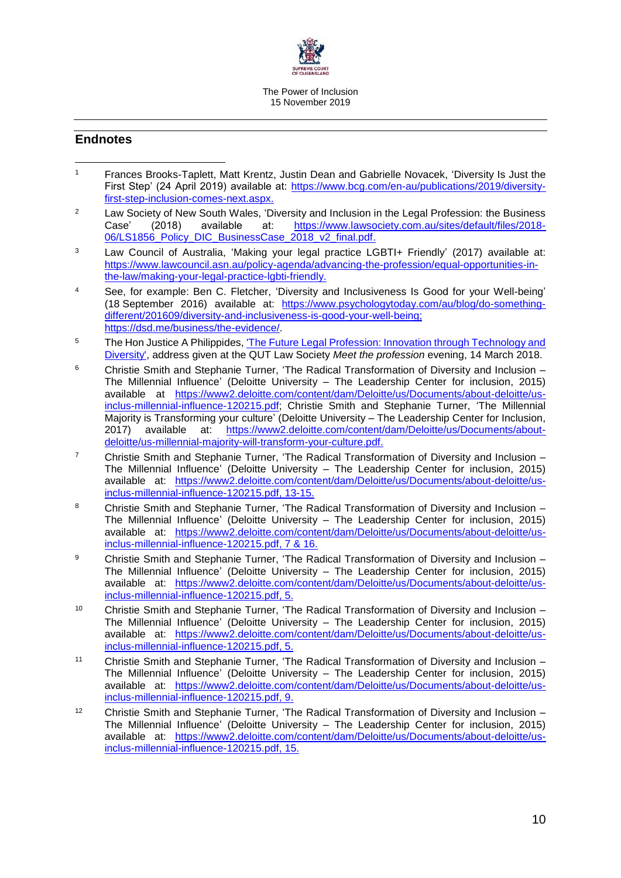## Endnotes

1. Frances Brooks-Taplett, Matt Krentz, Justin Dean and Gabrielle Novacek, 'Diversity Is Just the First Step' (24 April 2019) available at: https://www.bcg.com/en-au/publications/2019/diversity-first-step-inclusion-comes-next.aspx.

2. Law Society of New South Wales, 'Diversity and Inclusion in the Legal Profession: the Business Case' (2018) available at: https://www.lawsociety.com.au/sites/default/files/2018-06/LS1856_Policy_DIC_BusinessCase_2018_v2_final.pdf.

3. Law Council of Australia, 'Making your legal practice LGBTI+ Friendly' (2017) available at: https://www.lawcouncil.asn.au/policy-agenda/advancing-the-profession/equal-opportunities-in-the-law/making-your-legal-practice-lgbti-friendly.

4. See, for example: Ben C. Fletcher, 'Diversity and Inclusiveness Is Good for your Well-being' (18 September 2016) available at: https://www.psychologytoday.com/au/blog/do-something-different/201609/diversity-and-inclusiveness-is-good-your-well-being; https://dsd.me/business/the-evidence/.

5. The Hon Justice A Philippides, 'The Future Legal Profession: Innovation through Technology and Diversity', address given at the QUT Law Society *Meet the profession* evening, 14 March 2018.

6. Christie Smith and Stephanie Turner, 'The Radical Transformation of Diversity and Inclusion – The Millennial Influence' (Deloitte University – The Leadership Center for inclusion, 2015) available at https://www2.deloitte.com/content/dam/Deloitte/us/Documents/about-deloitte/us-inclus-millennial-influence-120215.pdf; Christie Smith and Stephanie Turner, 'The Millennial Majority is Transforming your culture' (Deloitte University – The Leadership Center for Inclusion, 2017) available at: https://www2.deloitte.com/content/dam/Deloitte/us/Documents/about-deloitte/us-millennial-majority-will-transform-your-culture.pdf.

7. Christie Smith and Stephanie Turner, 'The Radical Transformation of Diversity and Inclusion – The Millennial Influence' (Deloitte University – The Leadership Center for inclusion, 2015) available at: https://www2.deloitte.com/content/dam/Deloitte/us/Documents/about-deloitte/us-inclus-millennial-influence-120215.pdf, 13-15.

8. Christie Smith and Stephanie Turner, 'The Radical Transformation of Diversity and Inclusion – The Millennial Influence' (Deloitte University – The Leadership Center for inclusion, 2015) available at: https://www2.deloitte.com/content/dam/Deloitte/us/Documents/about-deloitte/us-inclus-millennial-influence-120215.pdf, 7 & 16.

9. Christie Smith and Stephanie Turner, 'The Radical Transformation of Diversity and Inclusion – The Millennial Influence' (Deloitte University – The Leadership Center for inclusion, 2015) available at: https://www2.deloitte.com/content/dam/Deloitte/us/Documents/about-deloitte/us-inclus-millennial-influence-120215.pdf, 5.

10. Christie Smith and Stephanie Turner, 'The Radical Transformation of Diversity and Inclusion – The Millennial Influence' (Deloitte University – The Leadership Center for inclusion, 2015) available at: https://www2.deloitte.com/content/dam/Deloitte/us/Documents/about-deloitte/us-inclus-millennial-influence-120215.pdf, 5.

11. Christie Smith and Stephanie Turner, 'The Radical Transformation of Diversity and Inclusion – The Millennial Influence' (Deloitte University – The Leadership Center for inclusion, 2015) available at: https://www2.deloitte.com/content/dam/Deloitte/us/Documents/about-deloitte/us-inclus-millennial-influence-120215.pdf, 9.

12. Christie Smith and Stephanie Turner, 'The Radical Transformation of Diversity and Inclusion – The Millennial Influence' (Deloitte University – The Leadership Center for inclusion, 2015) available at: https://www2.deloitte.com/content/dam/Deloitte/us/Documents/about-deloitte/us-inclus-millennial-influence-120215.pdf, 15.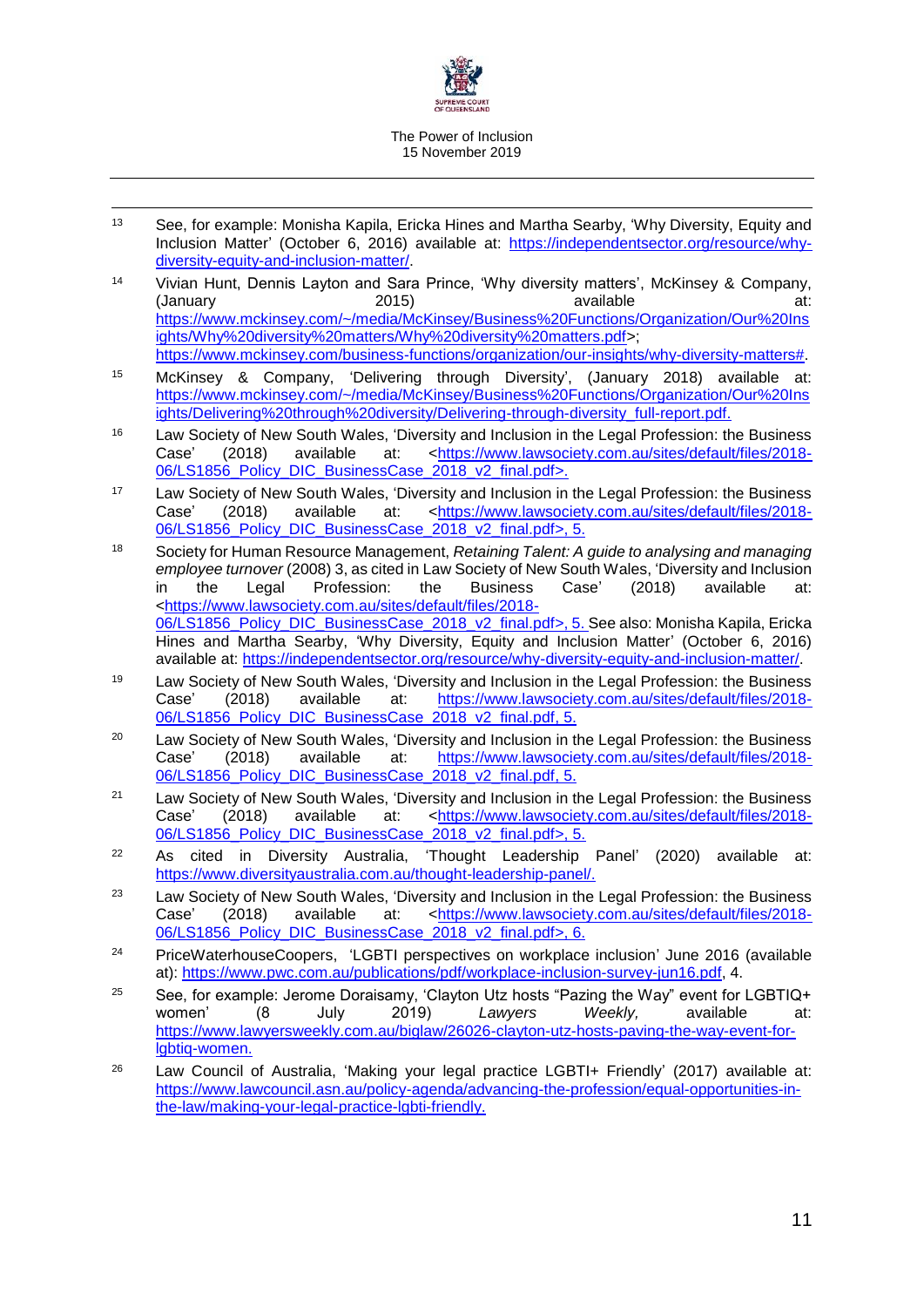[13] See, for example: Monisha Kapila, Ericka Hines and Martha Searby, 'Why Diversity, Equity and Inclusion Matter' (October 6, 2016) available at: https://independentsector.org/resource/why-diversity-equity-and-inclusion-matter/.

[14] Vivian Hunt, Dennis Layton and Sara Prince, 'Why diversity matters', McKinsey & Company, (January 2015) available at: https://www.mckinsey.com/~/media/McKinsey/Business%20Functions/Organization/Our%20Insights/Why%20diversity%20matters/Why%20diversity%20matters.pdf>; https://www.mckinsey.com/business-functions/organization/our-insights/why-diversity-matters#.

[15] McKinsey & Company, 'Delivering through Diversity', (January 2018) available at: https://www.mckinsey.com/~/media/McKinsey/Business%20Functions/Organization/Our%20Insights/Delivering%20through%20diversity/Delivering-through-diversity_full-report.pdf.

[16] Law Society of New South Wales, 'Diversity and Inclusion in the Legal Profession: the Business Case' (2018) available at: <https://www.lawsociety.com.au/sites/default/files/2018-06/LS1856_Policy_DIC_BusinessCase_2018_v2_final.pdf>.

[17] Law Society of New South Wales, 'Diversity and Inclusion in the Legal Profession: the Business Case' (2018) available at: <https://www.lawsociety.com.au/sites/default/files/2018-06/LS1856_Policy_DIC_BusinessCase_2018_v2_final.pdf>, 5.

[18] Society for Human Resource Management, *Retaining Talent: A guide to analysing and managing employee turnover* (2008) 3, as cited in Law Society of New South Wales, 'Diversity and Inclusion in the Legal Profession: the Business Case' (2018) available at: <https://www.lawsociety.com.au/sites/default/files/2018-06/LS1856_Policy_DIC_BusinessCase_2018_v2_final.pdf>, 5. See also: Monisha Kapila, Ericka Hines and Martha Searby, 'Why Diversity, Equity and Inclusion Matter' (October 6, 2016) available at: https://independentsector.org/resource/why-diversity-equity-and-inclusion-matter/.

[19] Law Society of New South Wales, 'Diversity and Inclusion in the Legal Profession: the Business Case' (2018) available at: https://www.lawsociety.com.au/sites/default/files/2018-06/LS1856_Policy_DIC_BusinessCase_2018_v2_final.pdf, 5.

[20] Law Society of New South Wales, 'Diversity and Inclusion in the Legal Profession: the Business Case' (2018) available at: https://www.lawsociety.com.au/sites/default/files/2018-06/LS1856_Policy_DIC_BusinessCase_2018_v2_final.pdf, 5.

[21] Law Society of New South Wales, 'Diversity and Inclusion in the Legal Profession: the Business Case' (2018) available at: <https://www.lawsociety.com.au/sites/default/files/2018-06/LS1856_Policy_DIC_BusinessCase_2018_v2_final.pdf>, 5.

[22] As cited in Diversity Australia, 'Thought Leadership Panel' (2020) available at: https://www.diversityaustralia.com.au/thought-leadership-panel/.

[23] Law Society of New South Wales, 'Diversity and Inclusion in the Legal Profession: the Business Case' (2018) available at: <https://www.lawsociety.com.au/sites/default/files/2018-06/LS1856_Policy_DIC_BusinessCase_2018_v2_final.pdf>, 6.

[24] PriceWaterhouseCoopers, 'LGBTI perspectives on workplace inclusion' June 2016 (available at): https://www.pwc.com.au/publications/pdf/workplace-inclusion-survey-jun16.pdf, 4.

[25] See, for example: Jerome Doraisamy, 'Clayton Utz hosts "Pazing the Way" event for LGBTIQ+ women' (8 July 2019) *Lawyers Weekly,* available at: https://www.lawyersweekly.com.au/biglaw/26026-clayton-utz-hosts-paving-the-way-event-for-lgbtiq-women.

[26] Law Council of Australia, 'Making your legal practice LGBTI+ Friendly' (2017) available at: https://www.lawcouncil.asn.au/policy-agenda/advancing-the-profession/equal-opportunities-in-the-law/making-your-legal-practice-lgbti-friendly.